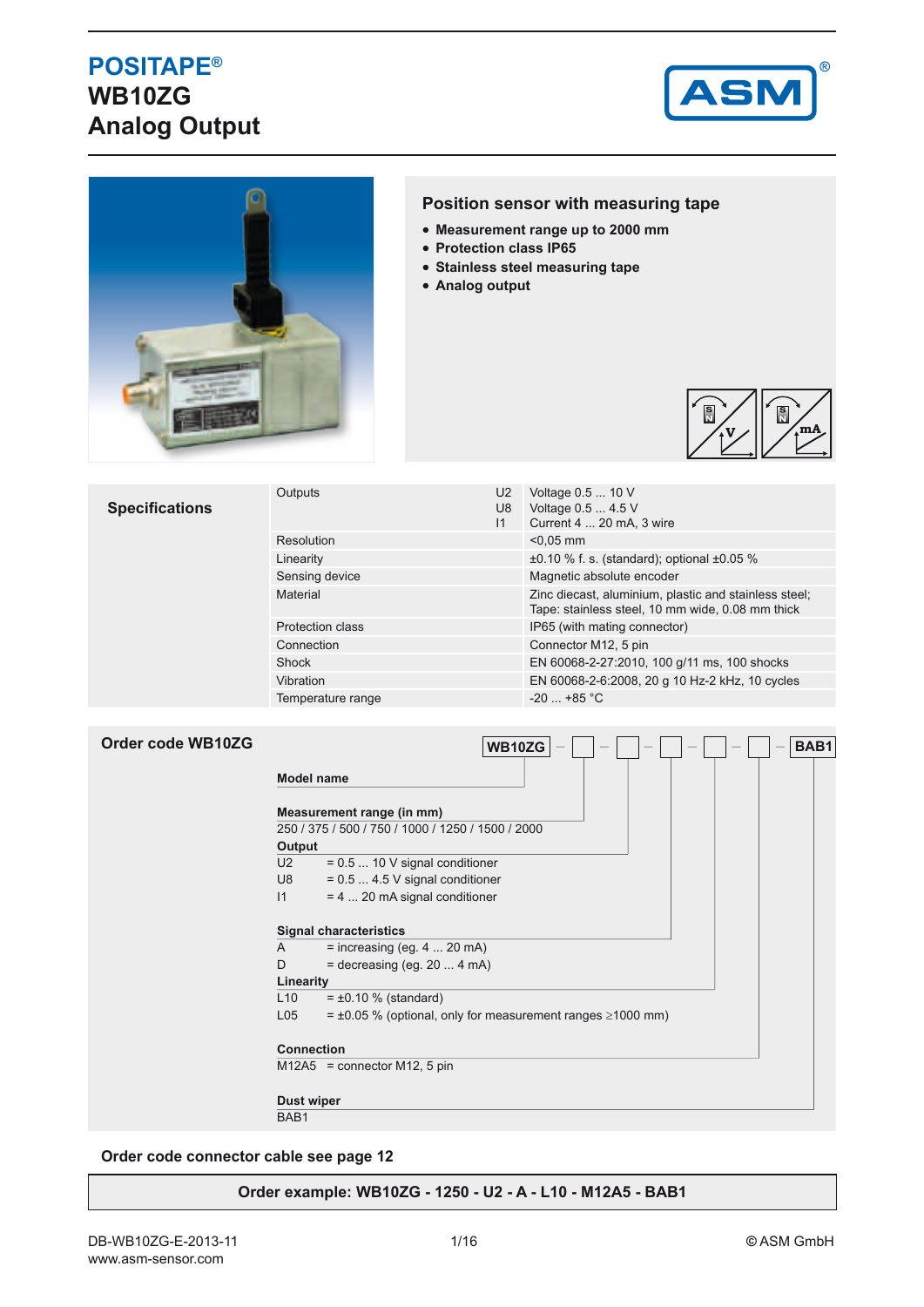# POSITAPE®
# WB10ZG
# Analog Output

## Position sensor with measuring tape

- **Measurement range up to 2000 mm**
- **Protection class IP65**
- **Stainless steel measuring tape**
- **Analog output**

## Specifications

| | | |
|---|---|---|
| Outputs | U2 | Voltage 0.5 ... 10 V |
| | U8 | Voltage 0.5 ... 4.5 V |
| | I1 | Current 4 ... 20 mA, 3 wire |
| Resolution | | <0,05 mm |
| Linearity | | ±0.10 % f. s. (standard); optional ±0.05 % |
| Sensing device | | Magnetic absolute encoder |
| Material | | Zinc diecast, aluminium, plastic and stainless steel; Tape: stainless steel, 10 mm wide, 0.08 mm thick |
| Protection class | | IP65 (with mating connector) |
| Connection | | Connector M12, 5 pin |
| Shock | | EN 60068-2-27:2010, 100 g/11 ms, 100 shocks |
| Vibration | | EN 60068-2-6:2008, 20 g 10 Hz-2 kHz, 10 cycles |
| Temperature range | | -20 ... +85 °C |

## Order code WB10ZG

WB10ZG – ☐ – ☐ – ☐ – ☐ – ☐ – BAB1

**Model name**

**Measurement range (in mm)**
250 / 375 / 500 / 750 / 1000 / 1250 / 1500 / 2000

**Output**
U2 = 0.5 ... 10 V signal conditioner
U8 = 0.5 ... 4.5 V signal conditioner
I1 = 4 ... 20 mA signal conditioner

**Signal characteristics**
A = increasing (eg. 4 ... 20 mA)
D = decreasing (eg. 20 ... 4 mA)

**Linearity**
L10 = ±0.10 % (standard)
L05 = ±0.05 % (optional, only for measurement ranges ≥1000 mm)

**Connection**
M12A5 = connector M12, 5 pin

**Dust wiper**
BAB1

**Order code connector cable see page 12**

**Order example: WB10ZG - 1250 - U2 - A - L10 - M12A5 - BAB1**

DB-WB10ZG-E-2013-11
www.asm-sensor.com
© ASM GmbH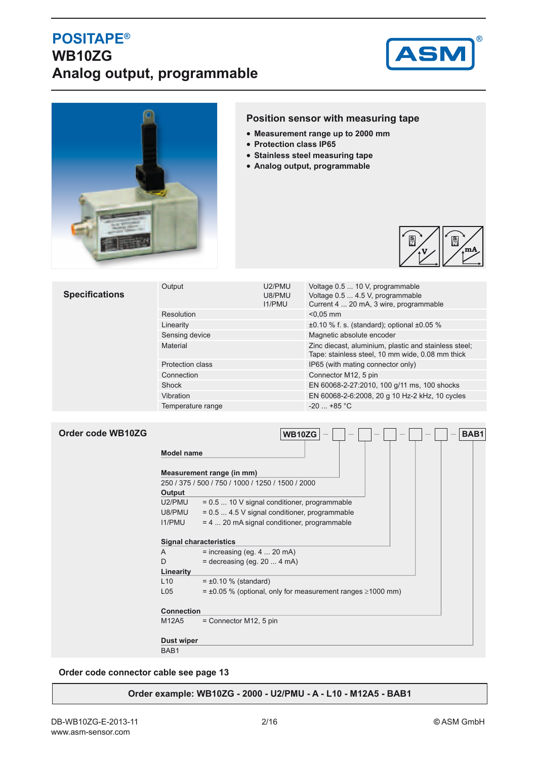# POSITAPE®

# WB10ZG

# Analog output, programmable

## Position sensor with measuring tape

- **Measurement range up to 2000 mm**
- **Protection class IP65**
- **Stainless steel measuring tape**
- **Analog output, programmable**

## Specifications

| | | |
|---|---|---|
| Output | U2/PMU<br>U8/PMU<br>I1/PMU | Voltage 0.5 ... 10 V, programmable<br>Voltage 0.5 ... 4.5 V, programmable<br>Current 4 ... 20 mA, 3 wire, programmable |
| Resolution | | <0,05 mm |
| Linearity | | ±0.10 % f. s. (standard); optional ±0.05 % |
| Sensing device | | Magnetic absolute encoder |
| Material | | Zinc diecast, aluminium, plastic and stainless steel;<br>Tape: stainless steel, 10 mm wide, 0.08 mm thick |
| Protection class | | IP65 (with mating connector only) |
| Connection | | Connector M12, 5 pin |
| Shock | | EN 60068-2-27:2010, 100 g/11 ms, 100 shocks |
| Vibration | | EN 60068-2-6:2008, 20 g 10 Hz-2 kHz, 10 cycles |
| Temperature range | | -20 ... +85 °C |

## Order code WB10ZG

**WB10ZG** – ☐ – ☐ – ☐ – ☐ – ☐ – **BAB1**

**Model name**

**Measurement range (in mm)**
250 / 375 / 500 / 750 / 1000 / 1250 / 1500 / 2000

**Output**

| | |
|---|---|
| U2/PMU | = 0.5 ... 10 V signal conditioner, programmable |
| U8/PMU | = 0.5 ... 4.5 V signal conditioner, programmable |
| I1/PMU | = 4 ... 20 mA signal conditioner, programmable |

**Signal characteristics**

| | |
|---|---|
| A | = increasing (eg. 4 ... 20 mA) |
| D | = decreasing (eg. 20 ... 4 mA) |

**Linearity**

| | |
|---|---|
| L10 | = ±0.10 % (standard) |
| L05 | = ±0.05 % (optional, only for measurement ranges ≥1000 mm) |

**Connection**

| | |
|---|---|
| M12A5 | = Connector M12, 5 pin |

**Dust wiper**
BAB1

**Order code connector cable see page 13**

**Order example: WB10ZG - 2000 - U2/PMU - A - L10 - M12A5 - BAB1**

DB-WB10ZG-E-2013-11
www.asm-sensor.com

© ASM GmbH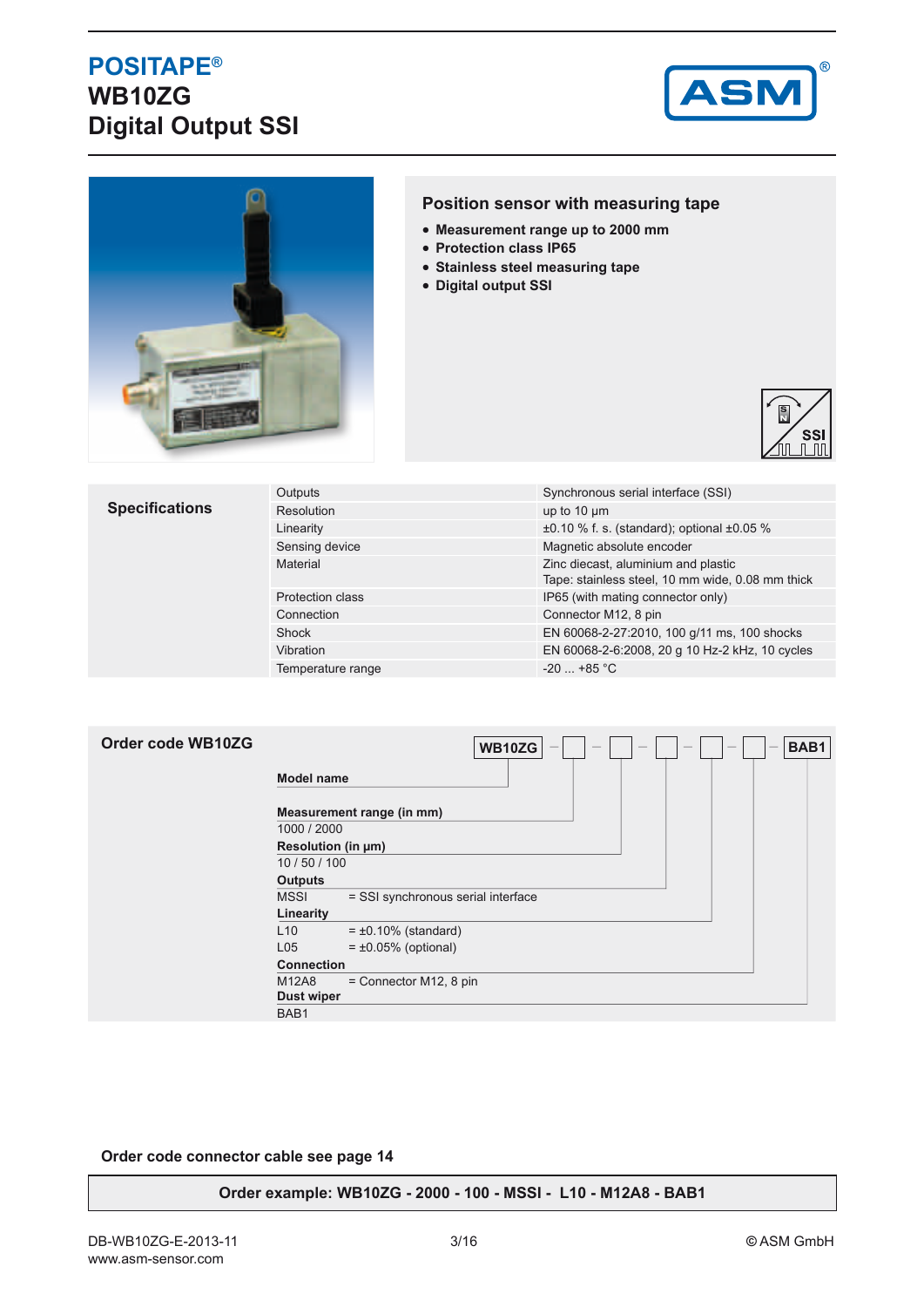# POSITAPE®
# WB10ZG
# Digital Output SSI

## Position sensor with measuring tape

- **Measurement range up to 2000 mm**
- **Protection class IP65**
- **Stainless steel measuring tape**
- **Digital output SSI**

## Specifications

| | |
|---|---|
| Outputs | Synchronous serial interface (SSI) |
| Resolution | up to 10 µm |
| Linearity | ±0.10 % f. s. (standard); optional ±0.05 % |
| Sensing device | Magnetic absolute encoder |
| Material | Zinc diecast, aluminium and plastic<br>Tape: stainless steel, 10 mm wide, 0.08 mm thick |
| Protection class | IP65 (with mating connector only) |
| Connection | Connector M12, 8 pin |
| Shock | EN 60068-2-27:2010, 100 g/11 ms, 100 shocks |
| Vibration | EN 60068-2-6:2008, 20 g 10 Hz-2 kHz, 10 cycles |
| Temperature range | -20 ... +85 °C |

## Order code WB10ZG

WB10ZG – □ – □ – □ – □ – □ – BAB1

**Model name**

**Measurement range (in mm)**
1000 / 2000

**Resolution (in µm)**
10 / 50 / 100

**Outputs**
MSSI = SSI synchronous serial interface

**Linearity**
L10 = ±0.10% (standard)
L05 = ±0.05% (optional)

**Connection**
M12A8 = Connector M12, 8 pin

**Dust wiper**
BAB1

**Order code connector cable see page 14**

**Order example: WB10ZG - 2000 - 100 - MSSI - L10 - M12A8 - BAB1**

DB-WB10ZG-E-2013-11
www.asm-sensor.com
© ASM GmbH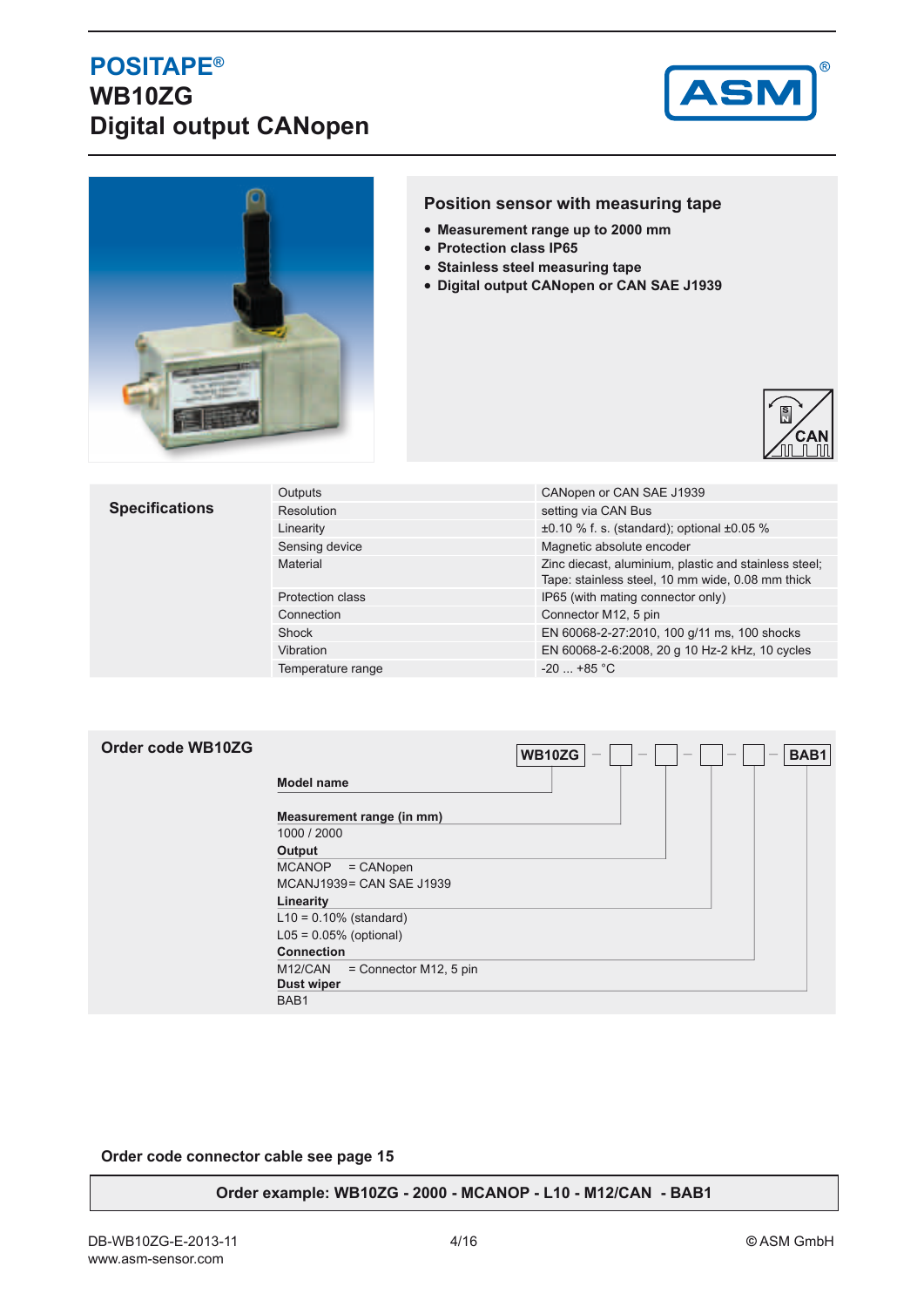# POSITAPE®
# WB10ZG
# Digital output CANopen

## Position sensor with measuring tape

- **Measurement range up to 2000 mm**
- **Protection class IP65**
- **Stainless steel measuring tape**
- **Digital output CANopen or CAN SAE J1939**

## Specifications

| | |
|---|---|
| Outputs | CANopen or CAN SAE J1939 |
| Resolution | setting via CAN Bus |
| Linearity | ±0.10 % f. s. (standard); optional ±0.05 % |
| Sensing device | Magnetic absolute encoder |
| Material | Zinc diecast, aluminium, plastic and stainless steel; Tape: stainless steel, 10 mm wide, 0.08 mm thick |
| Protection class | IP65 (with mating connector only) |
| Connection | Connector M12, 5 pin |
| Shock | EN 60068-2-27:2010, 100 g/11 ms, 100 shocks |
| Vibration | EN 60068-2-6:2008, 20 g 10 Hz-2 kHz, 10 cycles |
| Temperature range | -20 ... +85 °C |

## Order code WB10ZG

WB10ZG - ☐ - ☐ - ☐ - ☐ - BAB1

**Model name**

**Measurement range (in mm)**
1000 / 2000

**Output**
MCANOP = CANopen
MCANJ1939 = CAN SAE J1939

**Linearity**
L10 = 0.10% (standard)
L05 = 0.05% (optional)

**Connection**
M12/CAN = Connector M12, 5 pin

**Dust wiper**
BAB1

**Order code connector cable see page 15**

**Order example: WB10ZG - 2000 - MCANOP - L10 - M12/CAN - BAB1**

DB-WB10ZG-E-2013-11
www.asm-sensor.com
© ASM GmbH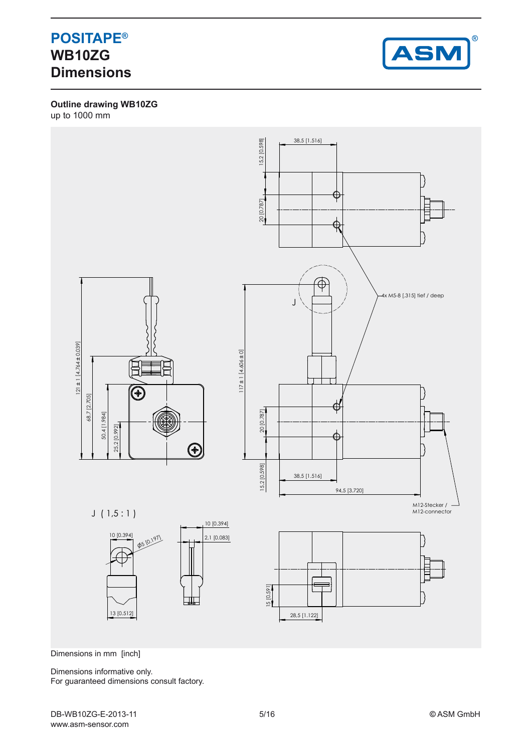# POSITAPE®
# WB10ZG
# Dimensions

**Outline drawing WB10ZG**
up to 1000 mm

38,5 [1.516]

15,2 [0.598]

20 [0.787]

4x M5-8 [.315] tief / deep

J

121 ± 1 [4.764 ± 0.039]

68,7 [2.705]

50,4 [1.984]

25,2 [0.992]

117 ± 1 [4.606 ± 0]

20 [0.787]

15,2 [0.598]

38,5 [1.516]

94,5 [3.720]

M12-Stecker /
M12-connector

J ( 1,5 : 1 )

10 [0.394]

Ø5 [0.197]

13 [0.512]

10 [0.394]

2,1 [0.083]

15 [0.591]

28,5 [1.122]

Dimensions in mm [inch]

Dimensions informative only.
For guaranteed dimensions consult factory.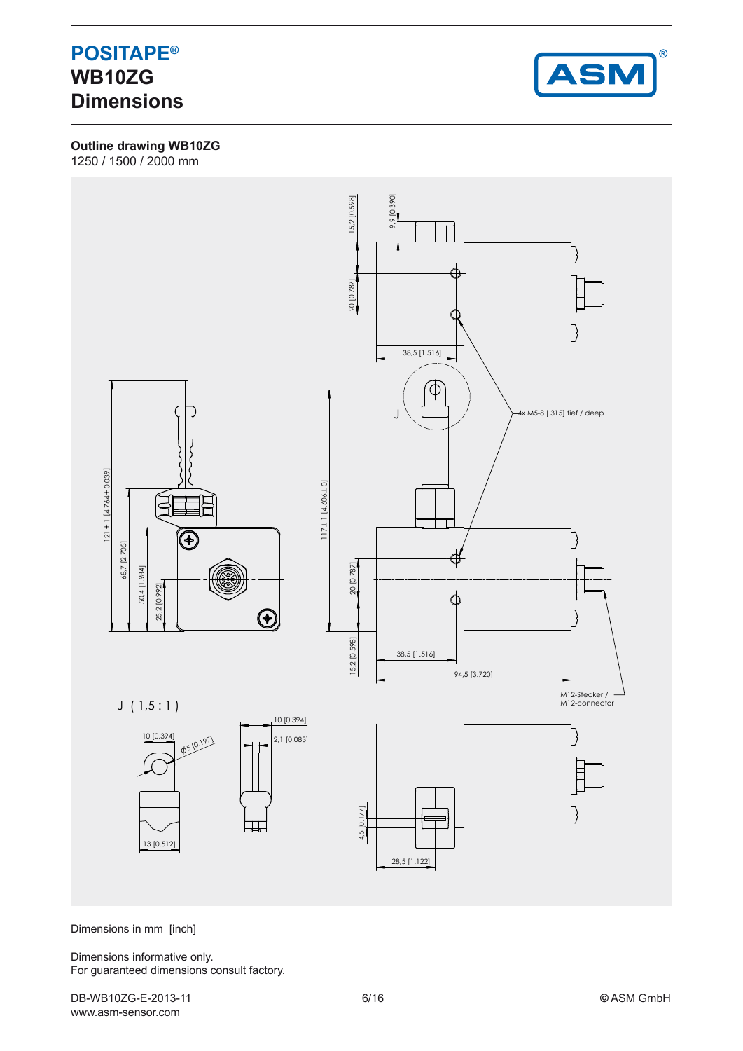# POSITAPE®
# WB10ZG
# Dimensions

**Outline drawing WB10ZG**
1250 / 1500 / 2000 mm

15,2 [0.598]
9,9 [0.390]
20 [0.787]
38,5 [1.516]
4x M5-8 [.315] tief / deep
J
121 ± 1 [4.764 ± 0.039]
68,7 [2.705]
50,4 [1.984]
25,2 [0.992]
117 ± 1 [4.606 ± 0]
20 [0.787]
15,2 [0.598]
38,5 [1.516]
94,5 [3.720]
M12-Stecker /
M12-connector
J ( 1,5 : 1 )
10 [0.394]
Ø5 [0.197]
13 [0.512]
10 [0.394]
2,1 [0.083]
4,5 [0.177]
28,5 [1.122]

Dimensions in mm [inch]

Dimensions informative only.
For guaranteed dimensions consult factory.

DB-WB10ZG-E-2013-11
www.asm-sensor.com
© ASM GmbH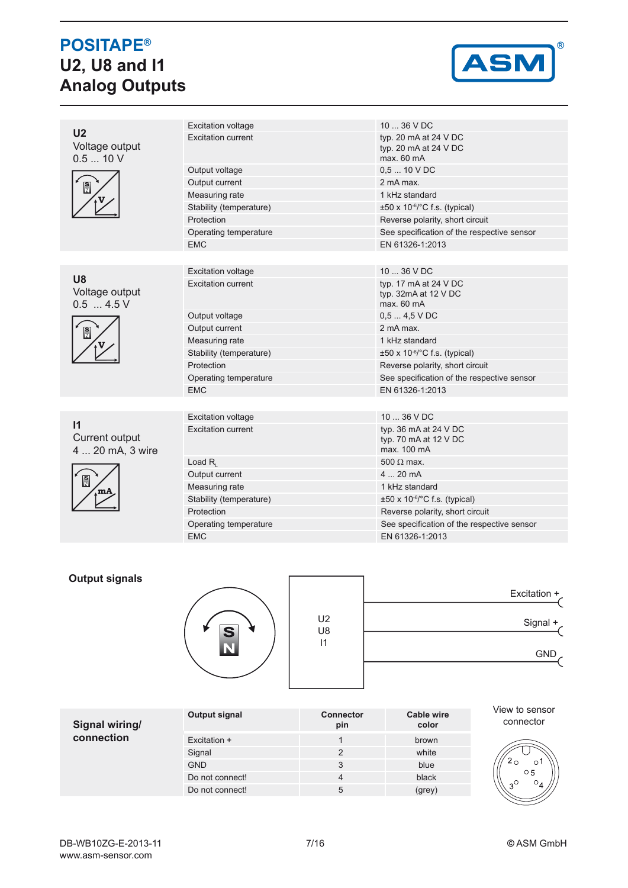# POSITAPE®

# U2, U8 and I1 Analog Outputs

## U2

Voltage output 0.5 ... 10 V

| | |
|---|---|
| Excitation voltage | 10 ... 36 V DC |
| Excitation current | typ. 20 mA at 24 V DC<br>typ. 20 mA at 24 V DC<br>max. 60 mA |
| Output voltage | 0,5 ... 10 V DC |
| Output current | 2 mA max. |
| Measuring rate | 1 kHz standard |
| Stability (temperature) | ±50 x $10^{-6}$/°C f.s. (typical) |
| Protection | Reverse polarity, short circuit |
| Operating temperature | See specification of the respective sensor |
| EMC | EN 61326-1:2013 |

## U8

Voltage output 0.5 ... 4.5 V

| | |
|---|---|
| Excitation voltage | 10 ... 36 V DC |
| Excitation current | typ. 17 mA at 24 V DC<br>typ. 32mA at 12 V DC<br>max. 60 mA |
| Output voltage | 0,5 ... 4,5 V DC |
| Output current | 2 mA max. |
| Measuring rate | 1 kHz standard |
| Stability (temperature) | ±50 x $10^{-6}$/°C f.s. (typical) |
| Protection | Reverse polarity, short circuit |
| Operating temperature | See specification of the respective sensor |
| EMC | EN 61326-1:2013 |

## I1

Current output 4 ... 20 mA, 3 wire

| | |
|---|---|
| Excitation voltage | 10 ... 36 V DC |
| Excitation current | typ. 36 mA at 24 V DC<br>typ. 70 mA at 12 V DC<br>max. 100 mA |
| Load $R_L$ | 500 Ω max. |
| Output current | 4 ... 20 mA |
| Measuring rate | 1 kHz standard |
| Stability (temperature) | ±50 x $10^{-6}$/°C f.s. (typical) |
| Protection | Reverse polarity, short circuit |
| Operating temperature | See specification of the respective sensor |
| EMC | EN 61326-1:2013 |

## Output signals

U2 / U8 / I1: Excitation +, Signal +, GND

## Signal wiring/ connection

| Output signal | Connector pin | Cable wire color |
|---|---|---|
| Excitation + | 1 | brown |
| Signal | 2 | white |
| GND | 3 | blue |
| Do not connect! | 4 | black |
| Do not connect! | 5 | (grey) |

View to sensor connector

DB-WB10ZG-E-2013-11
www.asm-sensor.com
© ASM GmbH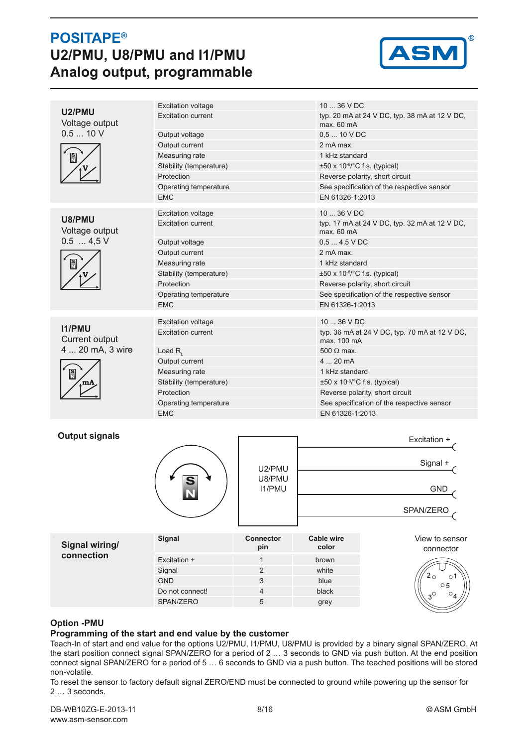# POSITAPE®

## U2/PMU, U8/PMU and I1/PMU
## Analog output, programmable

### U2/PMU
Voltage output
0.5 ... 10 V

| Parameter | Value |
|---|---|
| Excitation voltage | 10 ... 36 V DC |
| Excitation current | typ. 20 mA at 24 V DC, typ. 38 mA at 12 V DC, max. 60 mA |
| Output voltage | 0,5 ... 10 V DC |
| Output current | 2 mA max. |
| Measuring rate | 1 kHz standard |
| Stability (temperature) | ±50 x $10^{-6}$/°C f.s. (typical) |
| Protection | Reverse polarity, short circuit |
| Operating temperature | See specification of the respective sensor |
| EMC | EN 61326-1:2013 |

### U8/PMU
Voltage output
0.5 ... 4,5 V

| Parameter | Value |
|---|---|
| Excitation voltage | 10 ... 36 V DC |
| Excitation current | typ. 17 mA at 24 V DC, typ. 32 mA at 12 V DC, max. 60 mA |
| Output voltage | 0,5 ... 4,5 V DC |
| Output current | 2 mA max. |
| Measuring rate | 1 kHz standard |
| Stability (temperature) | ±50 x $10^{-6}$/°C f.s. (typical) |
| Protection | Reverse polarity, short circuit |
| Operating temperature | See specification of the respective sensor |
| EMC | EN 61326-1:2013 |

### I1/PMU
Current output
4 ... 20 mA, 3 wire

| Parameter | Value |
|---|---|
| Excitation voltage | 10 ... 36 V DC |
| Excitation current | typ. 36 mA at 24 V DC, typ. 70 mA at 12 V DC, max. 100 mA |
| Load $R_L$ | 500 Ω max. |
| Output current | 4 ... 20 mA |
| Measuring rate | 1 kHz standard |
| Stability (temperature) | ±50 x $10^{-6}$/°C f.s. (typical) |
| Protection | Reverse polarity, short circuit |
| Operating temperature | See specification of the respective sensor |
| EMC | EN 61326-1:2013 |

### Output signals

U2/PMU
U8/PMU
I1/PMU

Excitation +
Signal +
GND
SPAN/ZERO

### Signal wiring/ connection

| Signal | Connector pin | Cable wire color |
|---|---|---|
| Excitation + | 1 | brown |
| Signal | 2 | white |
| GND | 3 | blue |
| Do not connect! | 4 | black |
| SPAN/ZERO | 5 | grey |

View to sensor connector

### Option -PMU
**Programming of the start and end value by the customer**

Teach-In of start and end value for the options U2/PMU, I1/PMU, U8/PMU is provided by a binary signal SPAN/ZERO. At the start position connect signal SPAN/ZERO for a period of 2 … 3 seconds to GND via push button. At the end position connect signal SPAN/ZERO for a period of 5 … 6 seconds to GND via a push button. The teached positions will be stored non-volatile.
To reset the sensor to factory default signal ZERO/END must be connected to ground while powering up the sensor for 2 … 3 seconds.

DB-WB10ZG-E-2013-11
www.asm-sensor.com
© ASM GmbH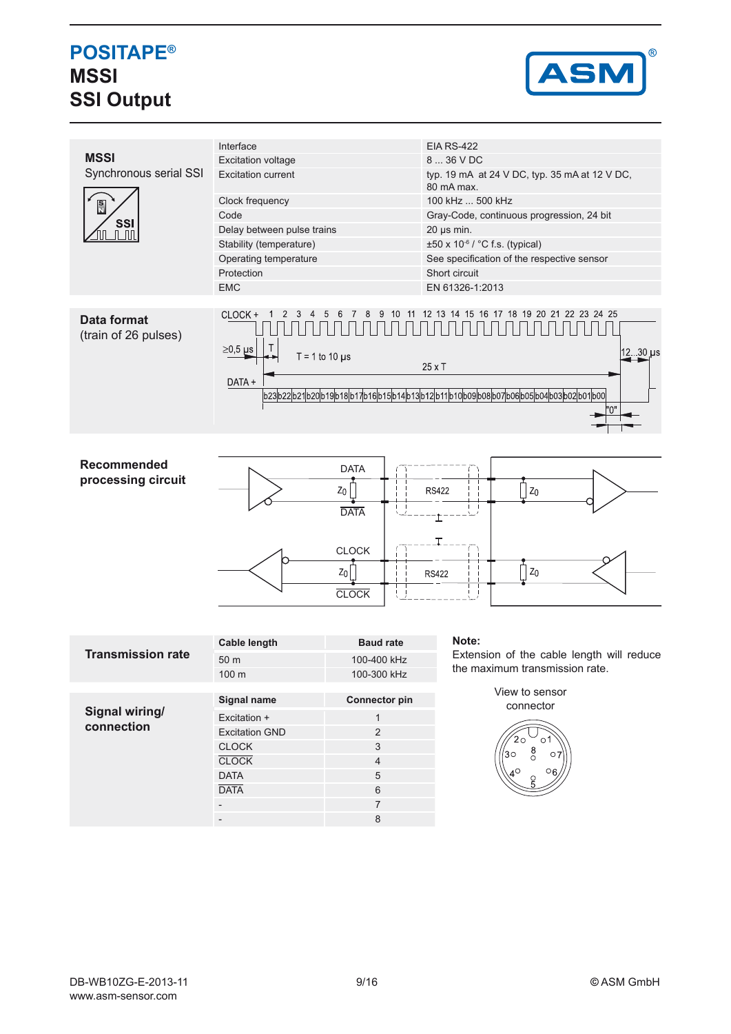# POSITAPE®
# MSSI
# SSI Output

## MSSI
Synchronous serial SSI

| | |
|---|---|
| Interface | EIA RS-422 |
| Excitation voltage | 8 ... 36 V DC |
| Excitation current | typ. 19 mA at 24 V DC, typ. 35 mA at 12 V DC, 80 mA max. |
| Clock frequency | 100 kHz ... 500 kHz |
| Code | Gray-Code, continuous progression, 24 bit |
| Delay between pulse trains | 20 µs min. |
| Stability (temperature) | ±50 x $10^{-6}$ / °C f.s. (typical) |
| Operating temperature | See specification of the respective sensor |
| Protection | Short circuit |
| EMC | EN 61326-1:2013 |

## Data format
(train of 26 pulses)

CLOCK + 1 2 3 4 5 6 7 8 9 10 11 12 13 14 15 16 17 18 19 20 21 22 23 24 25

≥0,5 µs, T, T = 1 to 10 µs, 25 x T, 12...30 µs

DATA + b23 b22 b21 b20 b19 b18 b17 b16 b15 b14 b13 b12 b11 b10 b09 b08 b07 b06 b05 b04 b03 b02 b01 b00 "0"

## Recommended processing circuit

DATA, Z0, DATA (inverted), RS422, Z0

CLOCK, Z0, CLOCK (inverted), RS422, Z0

## Transmission rate

| Cable length | Baud rate |
|---|---|
| 50 m | 100-400 kHz |
| 100 m | 100-300 kHz |

**Note:**
Extension of the cable length will reduce the maximum transmission rate.

## Signal wiring/ connection

| Signal name | Connector pin |
|---|---|
| Excitation + | 1 |
| Excitation GND | 2 |
| CLOCK | 3 |
| CLOCK (inverted) | 4 |
| DATA | 5 |
| DATA (inverted) | 6 |
| - | 7 |
| - | 8 |

View to sensor connector

DB-WB10ZG-E-2013-11
www.asm-sensor.com

© ASM GmbH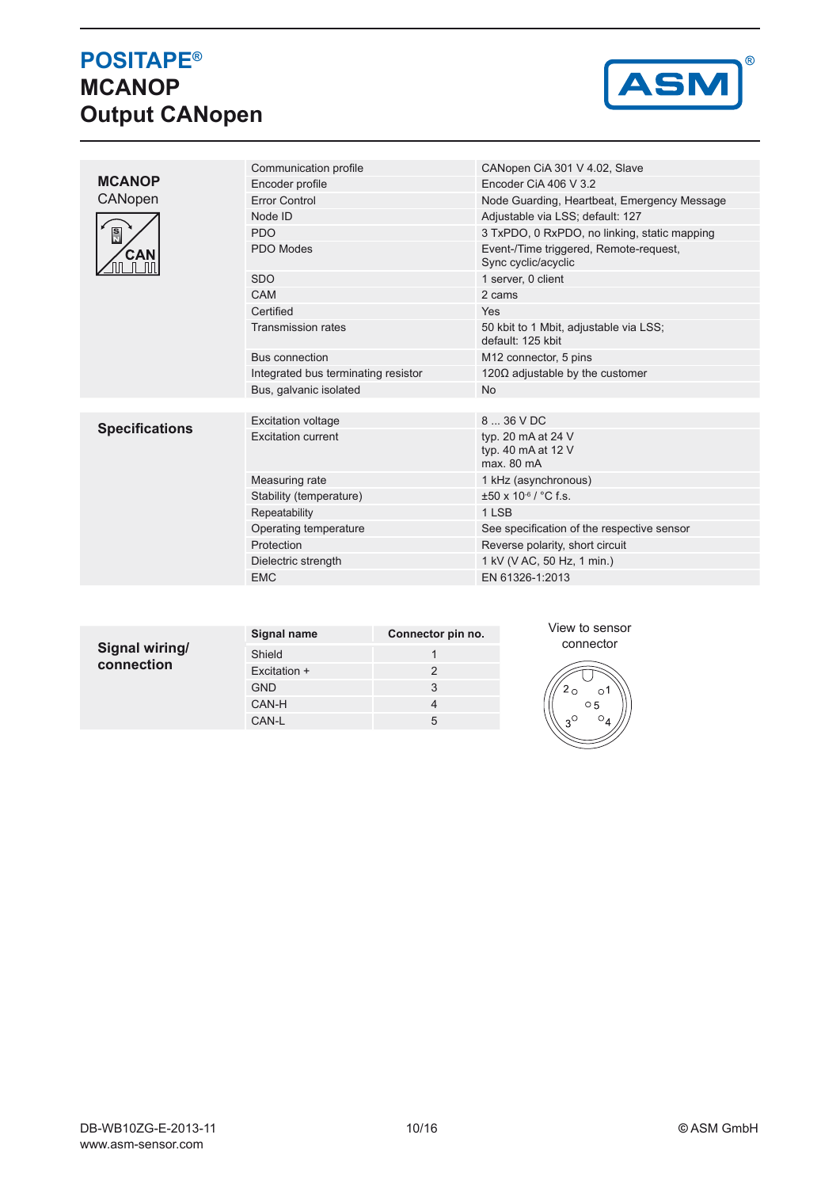# POSITAPE®
# MCANOP
# Output CANopen

## MCANOP
CANopen

| | |
|---|---|
| Communication profile | CANopen CiA 301 V 4.02, Slave |
| Encoder profile | Encoder CiA 406 V 3.2 |
| Error Control | Node Guarding, Heartbeat, Emergency Message |
| Node ID | Adjustable via LSS; default: 127 |
| PDO | 3 TxPDO, 0 RxPDO, no linking, static mapping |
| PDO Modes | Event-/Time triggered, Remote-request, Sync cyclic/acyclic |
| SDO | 1 server, 0 client |
| CAM | 2 cams |
| Certified | Yes |
| Transmission rates | 50 kbit to 1 Mbit, adjustable via LSS; default: 125 kbit |
| Bus connection | M12 connector, 5 pins |
| Integrated bus terminating resistor | 120Ω adjustable by the customer |
| Bus, galvanic isolated | No |

## Specifications

| | |
|---|---|
| Excitation voltage | 8 ... 36 V DC |
| Excitation current | typ. 20 mA at 24 V<br>typ. 40 mA at 12 V<br>max. 80 mA |
| Measuring rate | 1 kHz (asynchronous) |
| Stability (temperature) | $\pm 50 \times 10^{-6}$ / °C f.s. |
| Repeatability | 1 LSB |
| Operating temperature | See specification of the respective sensor |
| Protection | Reverse polarity, short circuit |
| Dielectric strength | 1 kV (V AC, 50 Hz, 1 min.) |
| EMC | EN 61326-1:2013 |

## Signal wiring/ connection

| Signal name | Connector pin no. |
|---|---|
| Shield | 1 |
| Excitation + | 2 |
| GND | 3 |
| CAN-H | 4 |
| CAN-L | 5 |

View to sensor connector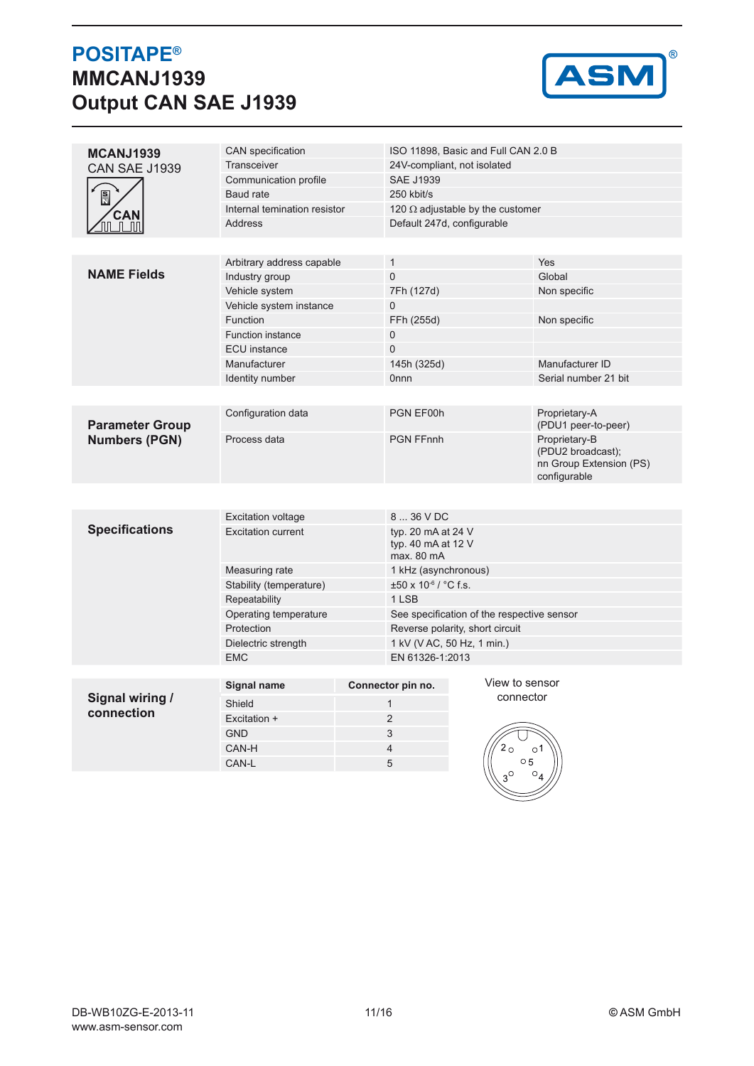# POSITAPE®
# MMCANJ1939
# Output CAN SAE J1939

| **MCANJ1939** CAN SAE J1939 | | |
|---|---|---|
| | CAN specification | ISO 11898, Basic and Full CAN 2.0 B |
| | Transceiver | 24V-compliant, not isolated |
| | Communication profile | SAE J1939 |
| | Baud rate | 250 kbit/s |
| | Internal temination resistor | 120 Ω adjustable by the customer |
| | Address | Default 247d, configurable |

| **NAME Fields** | | | |
|---|---|---|---|
| | Arbitrary address capable | 1 | Yes |
| | Industry group | 0 | Global |
| | Vehicle system | 7Fh (127d) | Non specific |
| | Vehicle system instance | 0 | |
| | Function | FFh (255d) | Non specific |
| | Function instance | 0 | |
| | ECU instance | 0 | |
| | Manufacturer | 145h (325d) | Manufacturer ID |
| | Identity number | 0nnn | Serial number 21 bit |

| **Parameter Group Numbers (PGN)** | | | |
|---|---|---|---|
| | Configuration data | PGN EF00h | Proprietary-A (PDU1 peer-to-peer) |
| | Process data | PGN FFnnh | Proprietary-B (PDU2 broadcast); nn Group Extension (PS) configurable |

| **Specifications** | | |
|---|---|---|
| | Excitation voltage | 8 ... 36 V DC |
| | Excitation current | typ. 20 mA at 24 V<br>typ. 40 mA at 12 V<br>max. 80 mA |
| | Measuring rate | 1 kHz (asynchronous) |
| | Stability (temperature) | ±50 x $10^{-6}$ / °C f.s. |
| | Repeatability | 1 LSB |
| | Operating temperature | See specification of the respective sensor |
| | Protection | Reverse polarity, short circuit |
| | Dielectric strength | 1 kV (V AC, 50 Hz, 1 min.) |
| | EMC | EN 61326-1:2013 |

**Signal wiring / connection**

| Signal name | Connector pin no. |
|---|---|
| Shield | 1 |
| Excitation + | 2 |
| GND | 3 |
| CAN-H | 4 |
| CAN-L | 5 |

View to sensor connector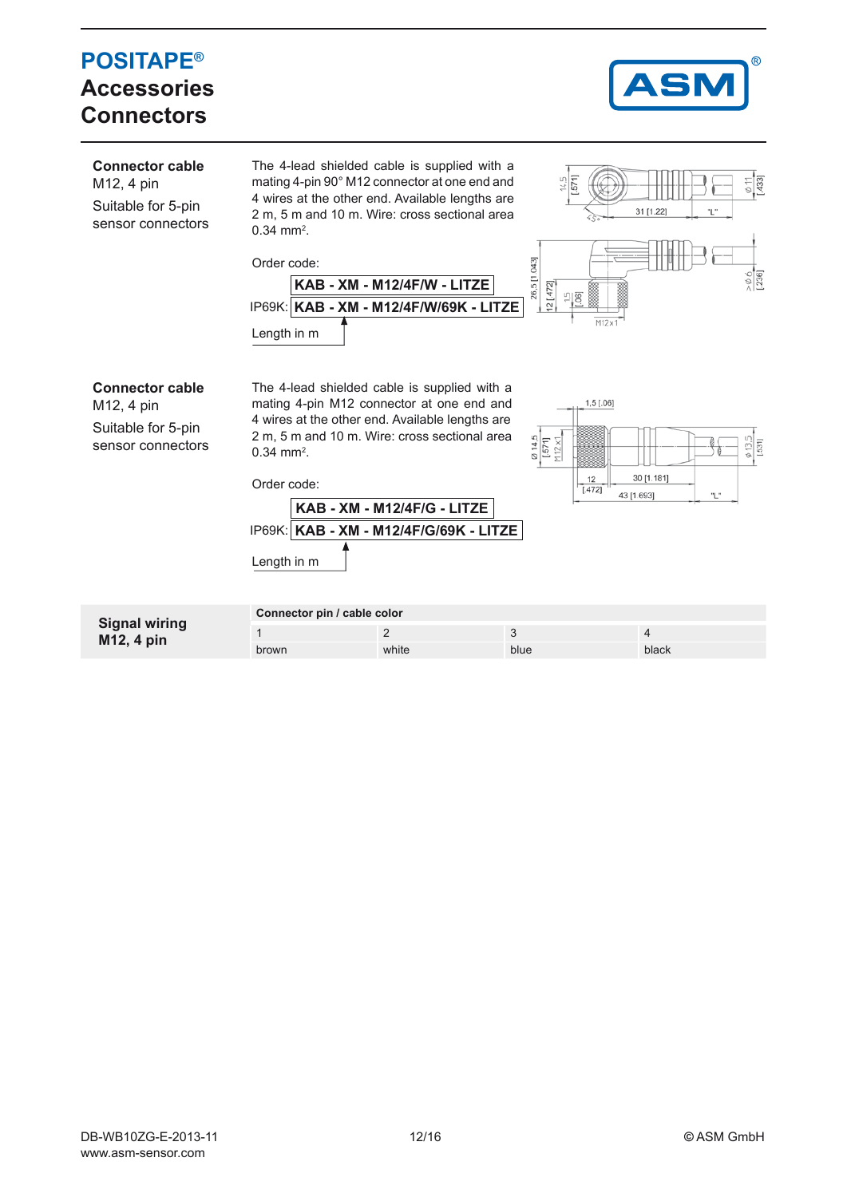# POSITAPE®
## Accessories
## Connectors

**Connector cable**
M12, 4 pin

Suitable for 5-pin sensor connectors

The 4-lead shielded cable is supplied with a mating 4-pin 90° M12 connector at one end and 4 wires at the other end. Available lengths are 2 m, 5 m and 10 m. Wire: cross sectional area 0.34 mm².

Order code:

**KAB - XM - M12/4F/W - LITZE**

IP69K: **KAB - XM - M12/4F/W/69K - LITZE**

Length in m

**Connector cable**
M12, 4 pin

Suitable for 5-pin sensor connectors

The 4-lead shielded cable is supplied with a mating 4-pin M12 connector at one end and 4 wires at the other end. Available lengths are 2 m, 5 m and 10 m. Wire: cross sectional area 0.34 mm².

Order code:

**KAB - XM - M12/4F/G - LITZE**

IP69K: **KAB - XM - M12/4F/G/69K - LITZE**

Length in m

**Signal wiring**
**M12, 4 pin**

| Connector pin / cable color | | | |
|---|---|---|---|
| 1 | 2 | 3 | 4 |
| brown | white | blue | black |

DB-WB10ZG-E-2013-11
www.asm-sensor.com

© ASM GmbH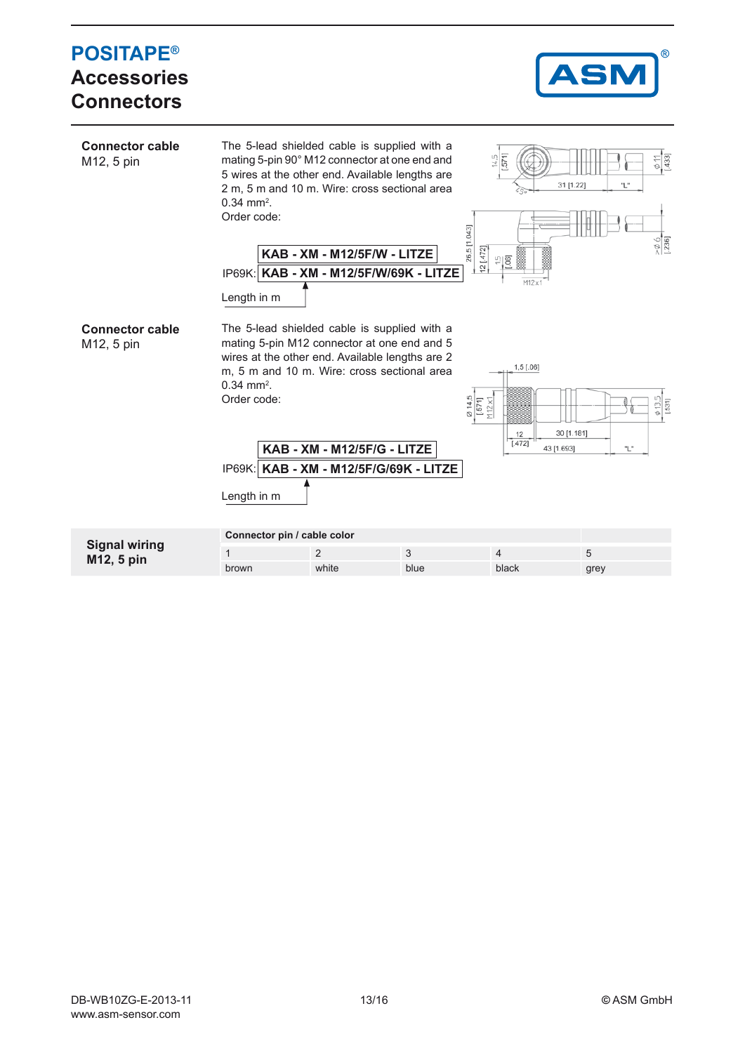# POSITAPE®
# Accessories Connectors

**Connector cable**
M12, 5 pin

The 5-lead shielded cable is supplied with a mating 5-pin 90° M12 connector at one end and 5 wires at the other end. Available lengths are 2 m, 5 m and 10 m. Wire: cross sectional area 0.34 mm².
Order code:

**KAB - XM - M12/5F/W - LITZE**
IP69K: **KAB - XM - M12/5F/W/69K - LITZE**

Length in m

**Connector cable**
M12, 5 pin

The 5-lead shielded cable is supplied with a mating 5-pin M12 connector at one end and 5 wires at the other end. Available lengths are 2 m, 5 m and 10 m. Wire: cross sectional area 0.34 mm².
Order code:

**KAB - XM - M12/5F/G - LITZE**
IP69K: **KAB - XM - M12/5F/G/69K - LITZE**

Length in m

**Signal wiring M12, 5 pin**

| Connector pin / cable color | | | | |
|---|---|---|---|---|
| 1 | 2 | 3 | 4 | 5 |
| brown | white | blue | black | grey |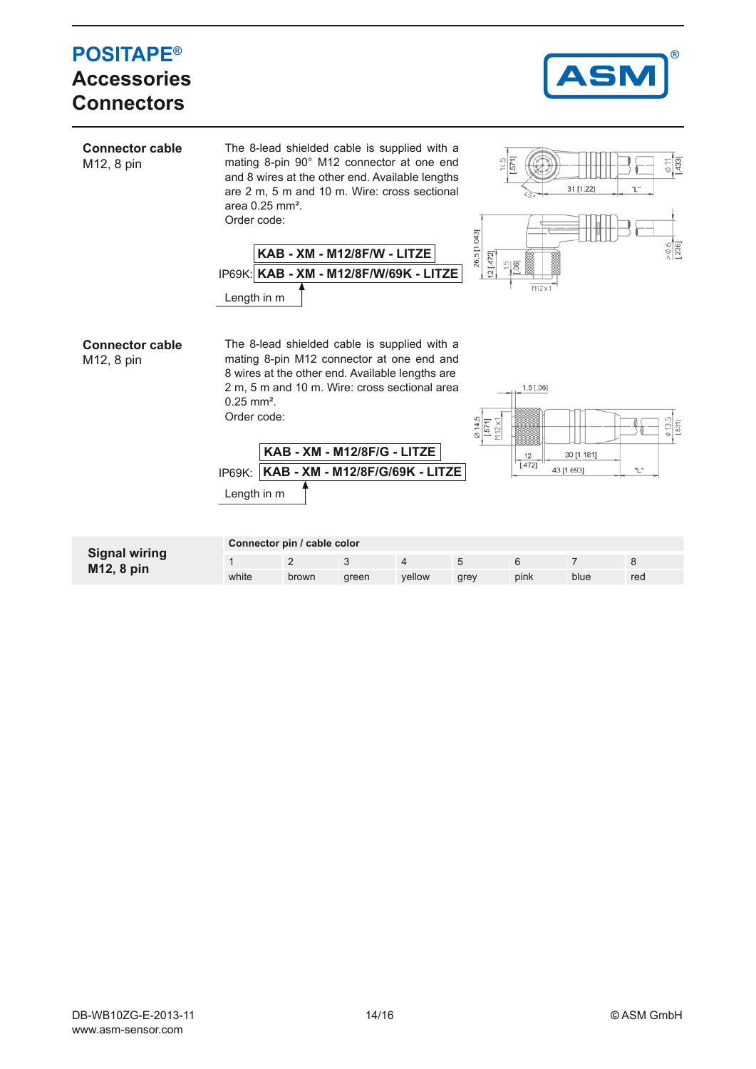# POSITAPE®
## Accessories
## Connectors

**Connector cable**
M12, 8 pin

The 8-lead shielded cable is supplied with a mating 8-pin 90° M12 connector at one end and 8 wires at the other end. Available lengths are 2 m, 5 m and 10 m. Wire: cross sectional area 0.25 mm².
Order code:

**KAB - XM - M12/8F/W - LITZE**

IP69K: **KAB - XM - M12/8F/W/69K - LITZE**

Length in m

**Connector cable**
M12, 8 pin

The 8-lead shielded cable is supplied with a mating 8-pin M12 connector at one end and 8 wires at the other end. Available lengths are 2 m, 5 m and 10 m. Wire: cross sectional area 0.25 mm².
Order code:

**KAB - XM - M12/8F/G - LITZE**

IP69K: **KAB - XM - M12/8F/G/69K - LITZE**

Length in m

**Signal wiring**
**M12, 8 pin**

| Connector pin / cable color | | | | | | | |
|---|---|---|---|---|---|---|---|
| 1 | 2 | 3 | 4 | 5 | 6 | 7 | 8 |
| white | brown | green | yellow | grey | pink | blue | red |

DB-WB10ZG-E-2013-11
www.asm-sensor.com
© ASM GmbH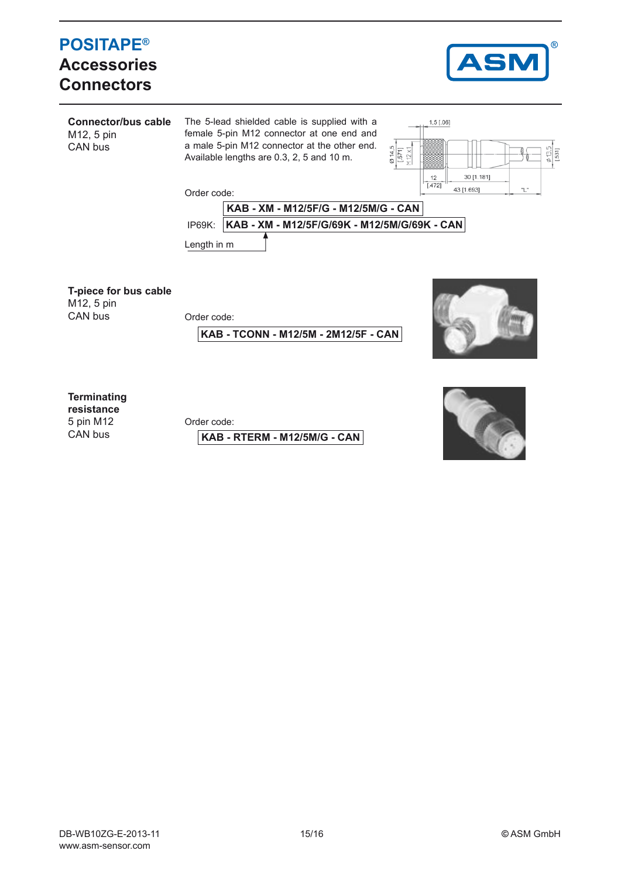# POSITAPE®
## Accessories
## Connectors

**Connector/bus cable**
M12, 5 pin
CAN bus

The 5-lead shielded cable is supplied with a female 5-pin M12 connector at one end and a male 5-pin M12 connector at the other end. Available lengths are 0.3, 2, 5 and 10 m.

Order code:

**KAB - XM - M12/5F/G - M12/5M/G - CAN**

IP69K: **KAB - XM - M12/5F/G/69K - M12/5M/G/69K - CAN**

Length in m

**T-piece for bus cable**
M12, 5 pin
CAN bus

Order code:

**KAB - TCONN - M12/5M - 2M12/5F - CAN**

**Terminating resistance**
5 pin M12
CAN bus

Order code:

**KAB - RTERM - M12/5M/G - CAN**

DB-WB10ZG-E-2013-11
www.asm-sensor.com

© ASM GmbH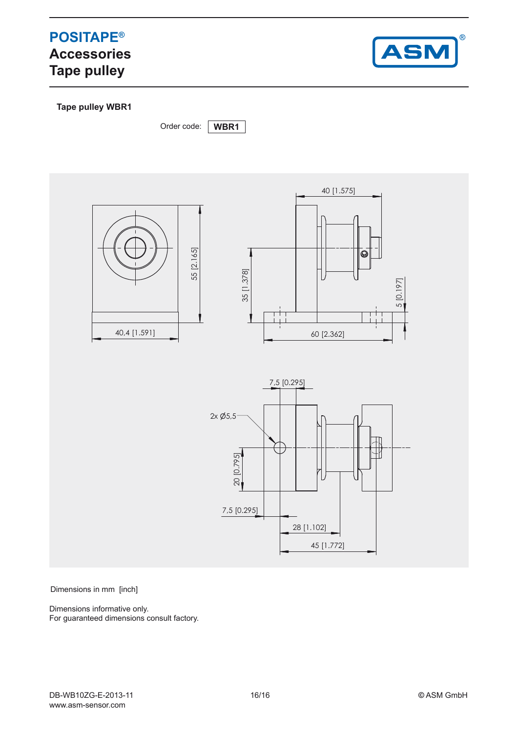# POSITAPE®
## Accessories
## Tape pulley

### Tape pulley WBR1

Order code: **WBR1**

40 [1.575]

55 [2.165]

35 [1.378]

5 [0.197]

40,4 [1.591]

60 [2.362]

7,5 [0.295]

2x Ø5,5

20 [0.795]

7,5 [0.295]

28 [1.102]

45 [1.772]

Dimensions in mm [inch]

Dimensions informative only.
For guaranteed dimensions consult factory.

DB-WB10ZG-E-2013-11
www.asm-sensor.com

© ASM GmbH